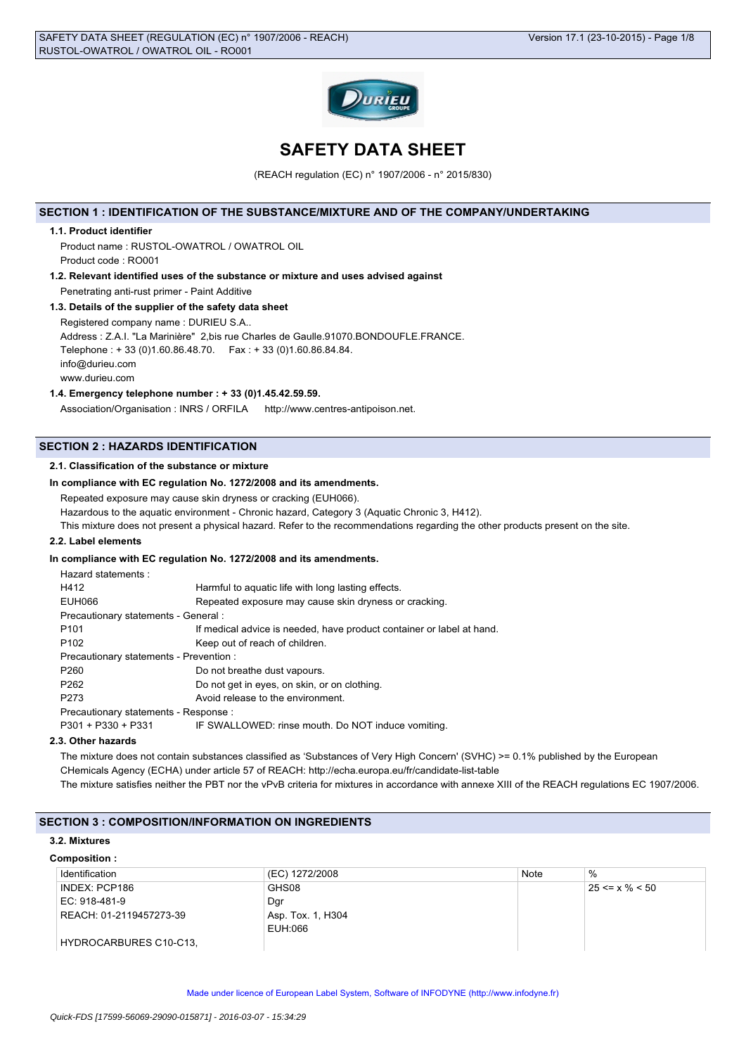# SAFETY DATA SHEET

(REACH regulation (EC) n° 1907/2006 - n° 2015/830)

## SECTION 1 : IDENTIFICATION OF THE SUBSTANCE/MIXTURE AND OF THE COMPANY/UNDERTAKING

### 1.1. Product identifier

Product name : RUSTOL-OWATROL / OWATROL OIL

Product code : RO001

### 1.2. Relevant identified uses of the substance or mixture and uses advised against

Penetrating anti-rust primer - Paint Additive

### 1.3. Details of the supplier of the safety data sheet

Registered company name : DURIEU S.A..

Address : Z.A.I. "La Marinière" 2,bis rue Charles de Gaulle.91070.BONDOUFLE.FRANCE.

Telephone : + 33 (0)1.60.86.48.70. Fax : + 33 (0)1.60.86.84.84.

info@durieu.com

www.durieu.com

### 1.4. Emergency telephone number : + 33 (0)1.45.42.59.59.

Association/Organisation : INRS / ORFILA http://www.centres-antipoison.net.

## SECTION 2 : HAZARDS IDENTIFICATION

### 2.1. Classification of the substance or mixture

**In compliance with EC regulation No. 1272/2008 and its amendments.**

Repeated exposure may cause skin dryness or cracking (EUH066).

Hazardous to the aquatic environment - Chronic hazard, Category 3 (Aquatic Chronic 3, H412).

This mixture does not present a physical hazard. Refer to the recommendations regarding the other products present on the site.

### 2.2. Label elements

**In compliance with EC regulation No. 1272/2008 and its amendments.**

Hazard statements :

| | |
|---|---|
| H412 | Harmful to aquatic life with long lasting effects. |
| EUH066 | Repeated exposure may cause skin dryness or cracking. |

Precautionary statements - General :

| | |
|---|---|
| P101 | If medical advice is needed, have product container or label at hand. |
| P102 | Keep out of reach of children. |

Precautionary statements - Prevention :

| | |
|---|---|
| P260 | Do not breathe dust vapours. |
| P262 | Do not get in eyes, on skin, or on clothing. |
| P273 | Avoid release to the environment. |

Precautionary statements - Response :

| | |
|---|---|
| P301 + P330 + P331 | IF SWALLOWED: rinse mouth. Do NOT induce vomiting. |

### 2.3. Other hazards

The mixture does not contain substances classified as 'Substances of Very High Concern' (SVHC) >= 0.1% published by the European CHemicals Agency (ECHA) under article 57 of REACH: http://echa.europa.eu/fr/candidate-list-table

The mixture satisfies neither the PBT nor the vPvB criteria for mixtures in accordance with annexe XIII of the REACH regulations EC 1907/2006.

## SECTION 3 : COMPOSITION/INFORMATION ON INGREDIENTS

### 3.2. Mixtures

**Composition :**

| Identification | (EC) 1272/2008 | Note | % |
|---|---|---|---|
| INDEX: PCP186<br>EC: 918-481-9<br>REACH: 01-2119457273-39<br><br>HYDROCARBURES C10-C13, | GHS08<br>Dgr<br>Asp. Tox. 1, H304<br>EUH:066 | | 25 <= x % < 50 |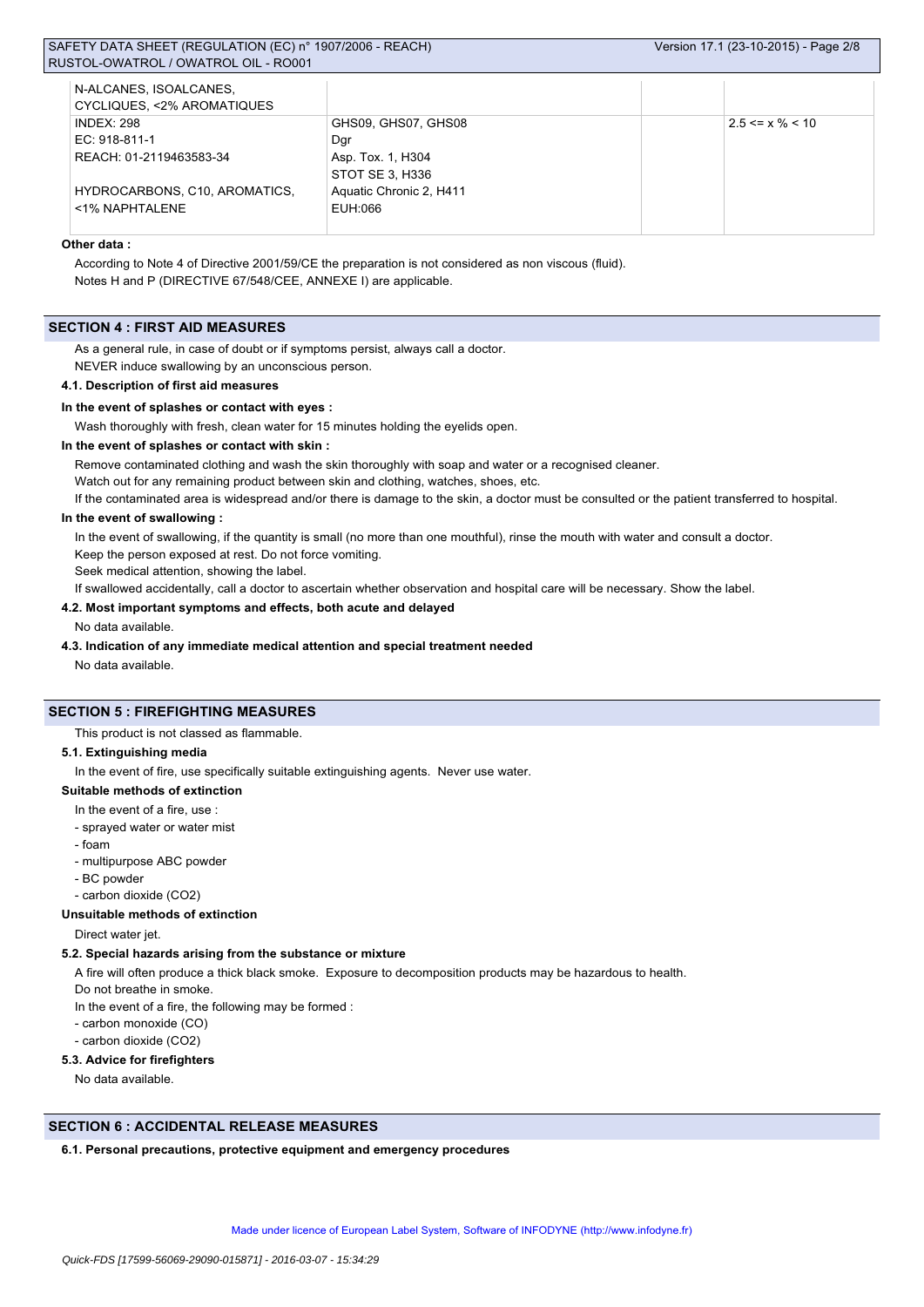| | | | |
|---|---|---|---|
| N-ALCANES, ISOALCANES, CYCLIQUES, <2% AROMATIQUES | | | |
| INDEX: 298<br>EC: 918-811-1<br>REACH: 01-2119463583-34<br><br>HYDROCARBONS, C10, AROMATICS, <1% NAPHTALENE | GHS09, GHS07, GHS08<br>Dgr<br>Asp. Tox. 1, H304<br>STOT SE 3, H336<br>Aquatic Chronic 2, H411<br>EUH:066 | | 2.5 <= x % < 10 |

**Other data :**

According to Note 4 of Directive 2001/59/CE the preparation is not considered as non viscous (fluid).
Notes H and P (DIRECTIVE 67/548/CEE, ANNEXE I) are applicable.

## SECTION 4 : FIRST AID MEASURES

As a general rule, in case of doubt or if symptoms persist, always call a doctor.
NEVER induce swallowing by an unconscious person.

### 4.1. Description of first aid measures

**In the event of splashes or contact with eyes :**

Wash thoroughly with fresh, clean water for 15 minutes holding the eyelids open.

**In the event of splashes or contact with skin :**

Remove contaminated clothing and wash the skin thoroughly with soap and water or a recognised cleaner.
Watch out for any remaining product between skin and clothing, watches, shoes, etc.
If the contaminated area is widespread and/or there is damage to the skin, a doctor must be consulted or the patient transferred to hospital.

**In the event of swallowing :**

In the event of swallowing, if the quantity is small (no more than one mouthful), rinse the mouth with water and consult a doctor.
Keep the person exposed at rest. Do not force vomiting.
Seek medical attention, showing the label.
If swallowed accidentally, call a doctor to ascertain whether observation and hospital care will be necessary. Show the label.

### 4.2. Most important symptoms and effects, both acute and delayed

No data available.

### 4.3. Indication of any immediate medical attention and special treatment needed

No data available.

## SECTION 5 : FIREFIGHTING MEASURES

This product is not classed as flammable.

### 5.1. Extinguishing media

In the event of fire, use specifically suitable extinguishing agents. Never use water.

**Suitable methods of extinction**

In the event of a fire, use :
- sprayed water or water mist
- foam
- multipurpose ABC powder
- BC powder
- carbon dioxide ($CO_2$)

**Unsuitable methods of extinction**

Direct water jet.

### 5.2. Special hazards arising from the substance or mixture

A fire will often produce a thick black smoke. Exposure to decomposition products may be hazardous to health.
Do not breathe in smoke.
In the event of a fire, the following may be formed :
- carbon monoxide (CO)
- carbon dioxide ($CO_2$)

### 5.3. Advice for firefighters

No data available.

## SECTION 6 : ACCIDENTAL RELEASE MEASURES

### 6.1. Personal precautions, protective equipment and emergency procedures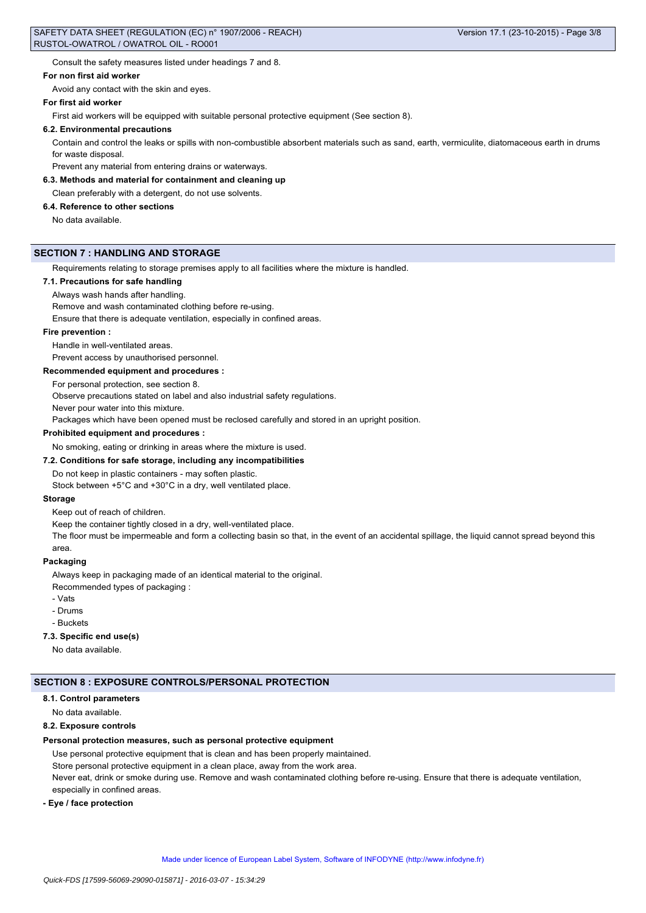Consult the safety measures listed under headings 7 and 8.

**For non first aid worker**

Avoid any contact with the skin and eyes.

**For first aid worker**

First aid workers will be equipped with suitable personal protective equipment (See section 8).

**6.2. Environmental precautions**

Contain and control the leaks or spills with non-combustible absorbent materials such as sand, earth, vermiculite, diatomaceous earth in drums for waste disposal.

Prevent any material from entering drains or waterways.

**6.3. Methods and material for containment and cleaning up**

Clean preferably with a detergent, do not use solvents.

**6.4. Reference to other sections**

No data available.

## SECTION 7 : HANDLING AND STORAGE

Requirements relating to storage premises apply to all facilities where the mixture is handled.

**7.1. Precautions for safe handling**

Always wash hands after handling.

Remove and wash contaminated clothing before re-using.

Ensure that there is adequate ventilation, especially in confined areas.

**Fire prevention :**

Handle in well-ventilated areas.

Prevent access by unauthorised personnel.

**Recommended equipment and procedures :**

For personal protection, see section 8.

Observe precautions stated on label and also industrial safety regulations.

Never pour water into this mixture.

Packages which have been opened must be reclosed carefully and stored in an upright position.

**Prohibited equipment and procedures :**

No smoking, eating or drinking in areas where the mixture is used.

**7.2. Conditions for safe storage, including any incompatibilities**

Do not keep in plastic containers - may soften plastic.

Stock between +5°C and +30°C in a dry, well ventilated place.

**Storage**

Keep out of reach of children.

Keep the container tightly closed in a dry, well-ventilated place.

The floor must be impermeable and form a collecting basin so that, in the event of an accidental spillage, the liquid cannot spread beyond this area.

**Packaging**

Always keep in packaging made of an identical material to the original.

Recommended types of packaging :

- Vats
- Drums
- Buckets

**7.3. Specific end use(s)**

No data available.

## SECTION 8 : EXPOSURE CONTROLS/PERSONAL PROTECTION

**8.1. Control parameters**

No data available.

**8.2. Exposure controls**

**Personal protection measures, such as personal protective equipment**

Use personal protective equipment that is clean and has been properly maintained.

Store personal protective equipment in a clean place, away from the work area.

Never eat, drink or smoke during use. Remove and wash contaminated clothing before re-using. Ensure that there is adequate ventilation, especially in confined areas.

**- Eye / face protection**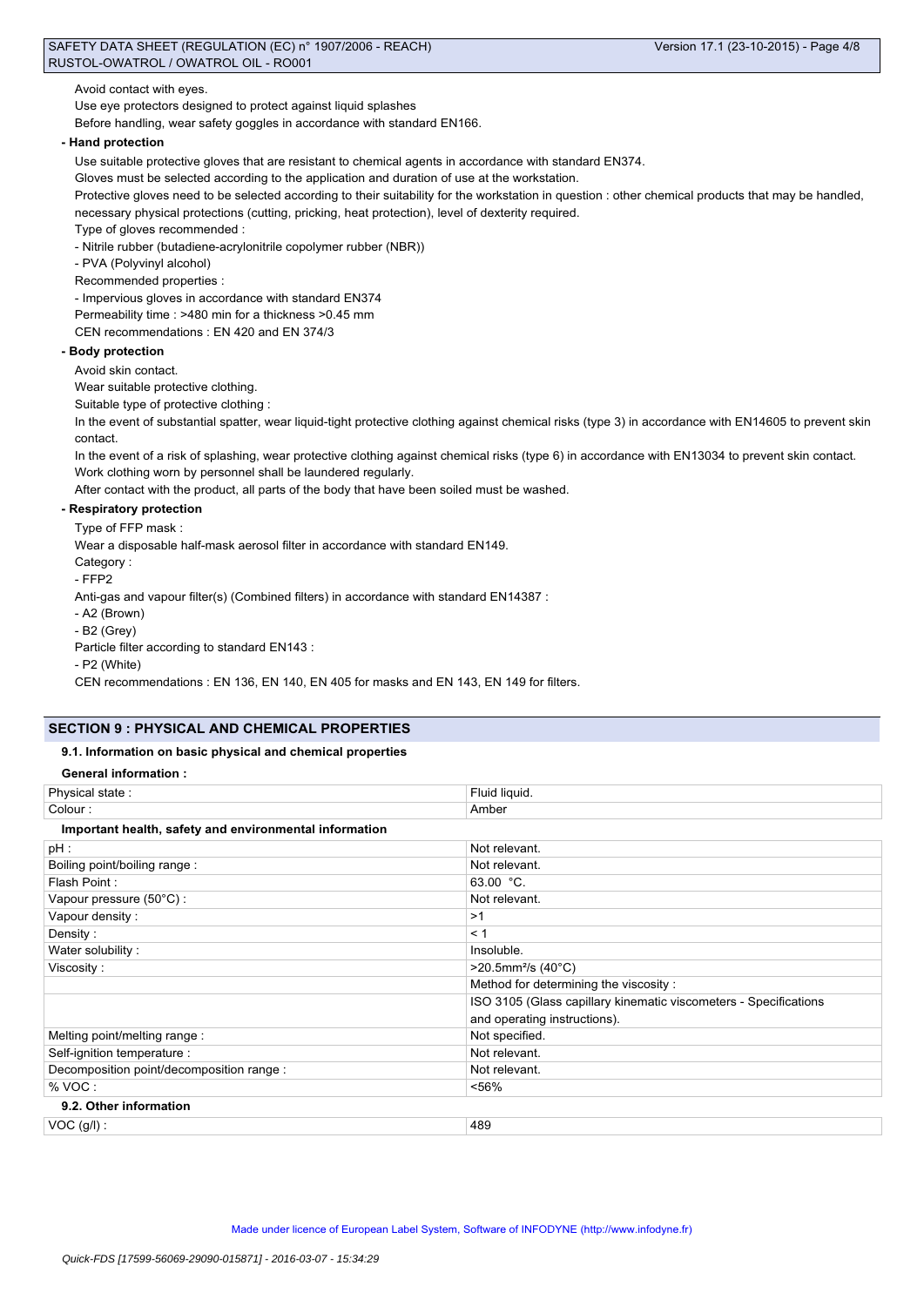Avoid contact with eyes.

Use eye protectors designed to protect against liquid splashes

Before handling, wear safety goggles in accordance with standard EN166.

**- Hand protection**

Use suitable protective gloves that are resistant to chemical agents in accordance with standard EN374.

Gloves must be selected according to the application and duration of use at the workstation.

Protective gloves need to be selected according to their suitability for the workstation in question : other chemical products that may be handled, necessary physical protections (cutting, pricking, heat protection), level of dexterity required.

Type of gloves recommended :

- Nitrile rubber (butadiene-acrylonitrile copolymer rubber (NBR))
- PVA (Polyvinyl alcohol)

Recommended properties :

- Impervious gloves in accordance with standard EN374

Permeability time : >480 min for a thickness >0.45 mm

CEN recommendations : EN 420 and EN 374/3

**- Body protection**

Avoid skin contact.

Wear suitable protective clothing.

Suitable type of protective clothing :

In the event of substantial spatter, wear liquid-tight protective clothing against chemical risks (type 3) in accordance with EN14605 to prevent skin contact.

In the event of a risk of splashing, wear protective clothing against chemical risks (type 6) in accordance with EN13034 to prevent skin contact.

Work clothing worn by personnel shall be laundered regularly.

After contact with the product, all parts of the body that have been soiled must be washed.

**- Respiratory protection**

Type of FFP mask :

Wear a disposable half-mask aerosol filter in accordance with standard EN149.

Category :

- FFP2

Anti-gas and vapour filter(s) (Combined filters) in accordance with standard EN14387 :

- A2 (Brown)
- B2 (Grey)

Particle filter according to standard EN143 :

- P2 (White)

CEN recommendations : EN 136, EN 140, EN 405 for masks and EN 143, EN 149 for filters.

## SECTION 9 : PHYSICAL AND CHEMICAL PROPERTIES

### 9.1. Information on basic physical and chemical properties

**General information :**

| | |
|---|---|
| Physical state : | Fluid liquid. |
| Colour : | Amber |

**Important health, safety and environmental information**

| | |
|---|---|
| pH : | Not relevant. |
| Boiling point/boiling range : | Not relevant. |
| Flash Point : | 63.00 °C. |
| Vapour pressure (50°C) : | Not relevant. |
| Vapour density : | >1 |
| Density : | < 1 |
| Water solubility : | Insoluble. |
| Viscosity : | >20.5mm²/s (40°C) |
| | Method for determining the viscosity : |
| | ISO 3105 (Glass capillary kinematic viscometers - Specifications and operating instructions). |
| Melting point/melting range : | Not specified. |
| Self-ignition temperature : | Not relevant. |
| Decomposition point/decomposition range : | Not relevant. |
| % VOC : | <56% |

### 9.2. Other information

| | |
|---|---|
| VOC (g/l) : | 489 |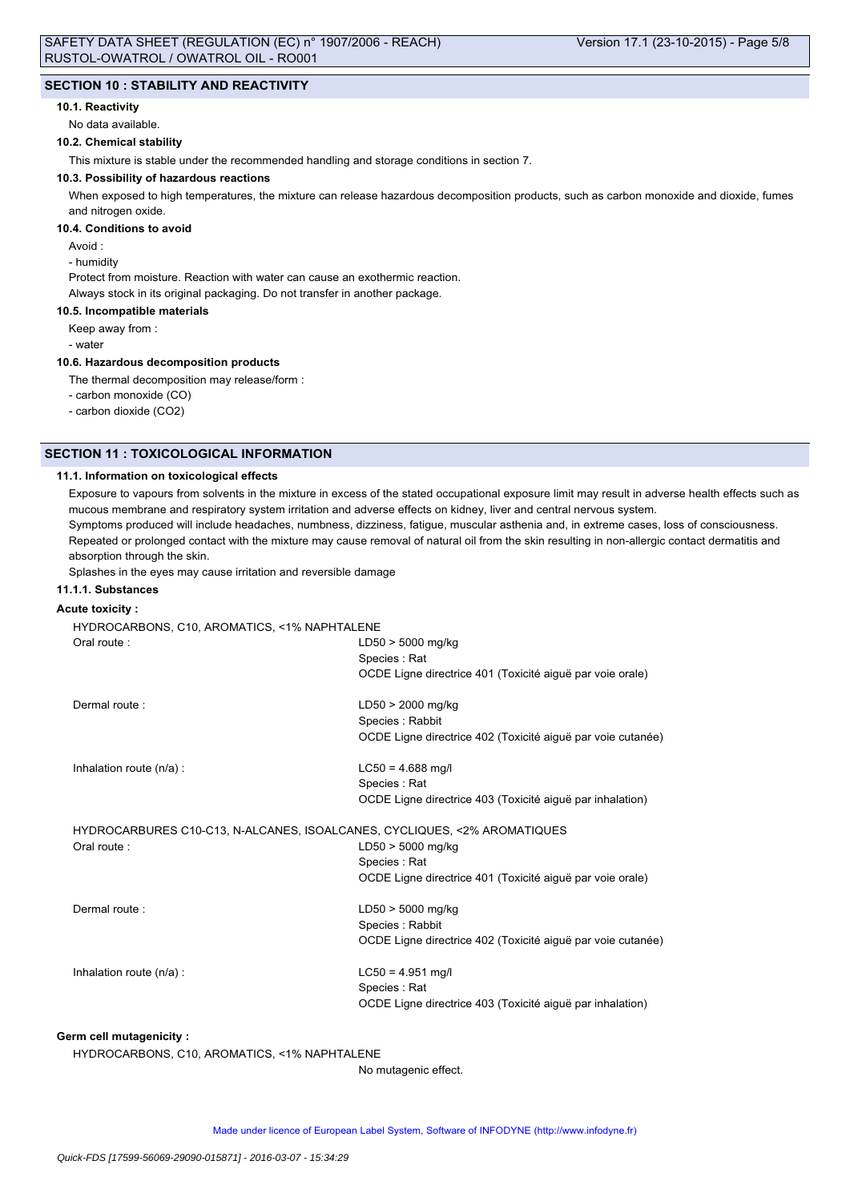## SECTION 10 : STABILITY AND REACTIVITY

### 10.1. Reactivity

No data available.

### 10.2. Chemical stability

This mixture is stable under the recommended handling and storage conditions in section 7.

### 10.3. Possibility of hazardous reactions

When exposed to high temperatures, the mixture can release hazardous decomposition products, such as carbon monoxide and dioxide, fumes and nitrogen oxide.

### 10.4. Conditions to avoid

Avoid :

- humidity

Protect from moisture. Reaction with water can cause an exothermic reaction.

Always stock in its original packaging. Do not transfer in another package.

### 10.5. Incompatible materials

Keep away from :

- water

### 10.6. Hazardous decomposition products

The thermal decomposition may release/form :

- carbon monoxide (CO)
- carbon dioxide ($CO_2$)

## SECTION 11 : TOXICOLOGICAL INFORMATION

### 11.1. Information on toxicological effects

Exposure to vapours from solvents in the mixture in excess of the stated occupational exposure limit may result in adverse health effects such as mucous membrane and respiratory system irritation and adverse effects on kidney, liver and central nervous system.

Symptoms produced will include headaches, numbness, dizziness, fatigue, muscular asthenia and, in extreme cases, loss of consciousness.

Repeated or prolonged contact with the mixture may cause removal of natural oil from the skin resulting in non-allergic contact dermatitis and absorption through the skin.

Splashes in the eyes may cause irritation and reversible damage

#### 11.1.1. Substances

**Acute toxicity :**

HYDROCARBONS, C10, AROMATICS, <1% NAPHTALENE

| | |
|---|---|
| Oral route : | LD50 > 5000 mg/kg<br>Species : Rat<br>OCDE Ligne directrice 401 (Toxicité aiguë par voie orale) |
| Dermal route : | LD50 > 2000 mg/kg<br>Species : Rabbit<br>OCDE Ligne directrice 402 (Toxicité aiguë par voie cutanée) |
| Inhalation route (n/a) : | LC50 = 4.688 mg/l<br>Species : Rat<br>OCDE Ligne directrice 403 (Toxicité aiguë par inhalation) |

HYDROCARBURES C10-C13, N-ALCANES, ISOALCANES, CYCLIQUES, <2% AROMATIQUES

| | |
|---|---|
| Oral route : | LD50 > 5000 mg/kg<br>Species : Rat<br>OCDE Ligne directrice 401 (Toxicité aiguë par voie orale) |
| Dermal route : | LD50 > 5000 mg/kg<br>Species : Rabbit<br>OCDE Ligne directrice 402 (Toxicité aiguë par voie cutanée) |
| Inhalation route (n/a) : | LC50 = 4.951 mg/l<br>Species : Rat<br>OCDE Ligne directrice 403 (Toxicité aiguë par inhalation) |

**Germ cell mutagenicity :**

HYDROCARBONS, C10, AROMATICS, <1% NAPHTALENE

No mutagenic effect.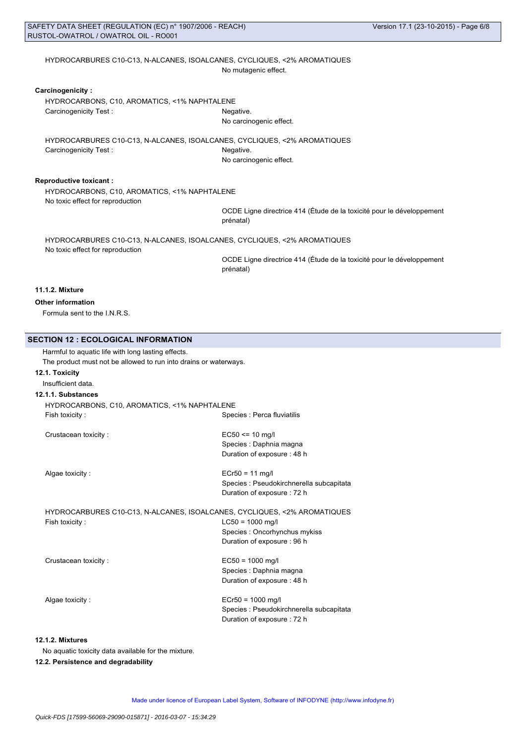HYDROCARBURES C10-C13, N-ALCANES, ISOALCANES, CYCLIQUES, <2% AROMATIQUES

No mutagenic effect.

**Carcinogenicity :**

HYDROCARBONS, C10, AROMATICS, <1% NAPHTALENE

Carcinogenicity Test : Negative.
No carcinogenic effect.

HYDROCARBURES C10-C13, N-ALCANES, ISOALCANES, CYCLIQUES, <2% AROMATIQUES

Carcinogenicity Test : Negative.
No carcinogenic effect.

**Reproductive toxicant :**

HYDROCARBONS, C10, AROMATICS, <1% NAPHTALENE

No toxic effect for reproduction

OCDE Ligne directrice 414 (Étude de la toxicité pour le développement prénatal)

HYDROCARBURES C10-C13, N-ALCANES, ISOALCANES, CYCLIQUES, <2% AROMATIQUES

No toxic effect for reproduction

OCDE Ligne directrice 414 (Étude de la toxicité pour le développement prénatal)

#### 11.1.2. Mixture

**Other information**

Formula sent to the I.N.R.S.

## SECTION 12 : ECOLOGICAL INFORMATION

Harmful to aquatic life with long lasting effects.
The product must not be allowed to run into drains or waterways.

### 12.1. Toxicity

Insufficient data.

#### 12.1.1. Substances

HYDROCARBONS, C10, AROMATICS, <1% NAPHTALENE

Fish toxicity : Species : Perca fluviatilis

Crustacean toxicity : EC50 <= 10 mg/l
Species : Daphnia magna
Duration of exposure : 48 h

Algae toxicity : ECr50 = 11 mg/l
Species : Pseudokirchnerella subcapitata
Duration of exposure : 72 h

HYDROCARBURES C10-C13, N-ALCANES, ISOALCANES, CYCLIQUES, <2% AROMATIQUES

Fish toxicity : LC50 = 1000 mg/l
Species : Oncorhynchus mykiss
Duration of exposure : 96 h

Crustacean toxicity : EC50 = 1000 mg/l
Species : Daphnia magna
Duration of exposure : 48 h

Algae toxicity : ECr50 = 1000 mg/l
Species : Pseudokirchnerella subcapitata
Duration of exposure : 72 h

#### 12.1.2. Mixtures

No aquatic toxicity data available for the mixture.

### 12.2. Persistence and degradability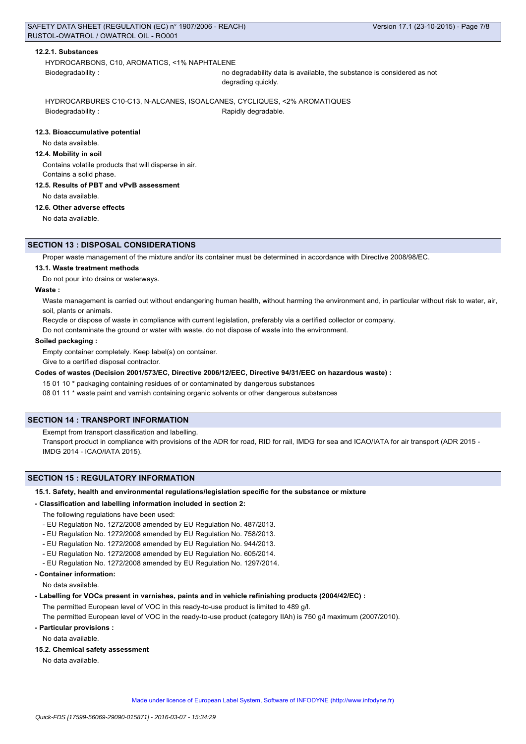#### 12.2.1. Substances

HYDROCARBONS, C10, AROMATICS, <1% NAPHTALENE

Biodegradability : no degradability data is available, the substance is considered as not degrading quickly.

HYDROCARBURES C10-C13, N-ALCANES, ISOALCANES, CYCLIQUES, <2% AROMATIQUES

Biodegradability : Rapidly degradable.

#### 12.3. Bioaccumulative potential

No data available.

#### 12.4. Mobility in soil

Contains volatile products that will disperse in air.
Contains a solid phase.

#### 12.5. Results of PBT and vPvB assessment

No data available.

#### 12.6. Other adverse effects

No data available.

## SECTION 13 : DISPOSAL CONSIDERATIONS

Proper waste management of the mixture and/or its container must be determined in accordance with Directive 2008/98/EC.

#### 13.1. Waste treatment methods

Do not pour into drains or waterways.

**Waste :**

Waste management is carried out without endangering human health, without harming the environment and, in particular without risk to water, air, soil, plants or animals.
Recycle or dispose of waste in compliance with current legislation, preferably via a certified collector or company.
Do not contaminate the ground or water with waste, do not dispose of waste into the environment.

**Soiled packaging :**

Empty container completely. Keep label(s) on container.
Give to a certified disposal contractor.

**Codes of wastes (Decision 2001/573/EC, Directive 2006/12/EEC, Directive 94/31/EEC on hazardous waste) :**

15 01 10 * packaging containing residues of or contaminated by dangerous substances
08 01 11 * waste paint and varnish containing organic solvents or other dangerous substances

## SECTION 14 : TRANSPORT INFORMATION

Exempt from transport classification and labelling.
Transport product in compliance with provisions of the ADR for road, RID for rail, IMDG for sea and ICAO/IATA for air transport (ADR 2015 - IMDG 2014 - ICAO/IATA 2015).

## SECTION 15 : REGULATORY INFORMATION

#### 15.1. Safety, health and environmental regulations/legislation specific for the substance or mixture

**- Classification and labelling information included in section 2:**

The following regulations have been used:
- EU Regulation No. 1272/2008 amended by EU Regulation No. 487/2013.
- EU Regulation No. 1272/2008 amended by EU Regulation No. 758/2013.
- EU Regulation No. 1272/2008 amended by EU Regulation No. 944/2013.
- EU Regulation No. 1272/2008 amended by EU Regulation No. 605/2014.
- EU Regulation No. 1272/2008 amended by EU Regulation No. 1297/2014.

**- Container information:**

No data available.

**- Labelling for VOCs present in varnishes, paints and in vehicle refinishing products (2004/42/EC) :**

The permitted European level of VOC in this ready-to-use product is limited to 489 g/l.
The permitted European level of VOC in the ready-to-use product (category IIAh) is 750 g/l maximum (2007/2010).

**- Particular provisions :**

No data available.

#### 15.2. Chemical safety assessment

No data available.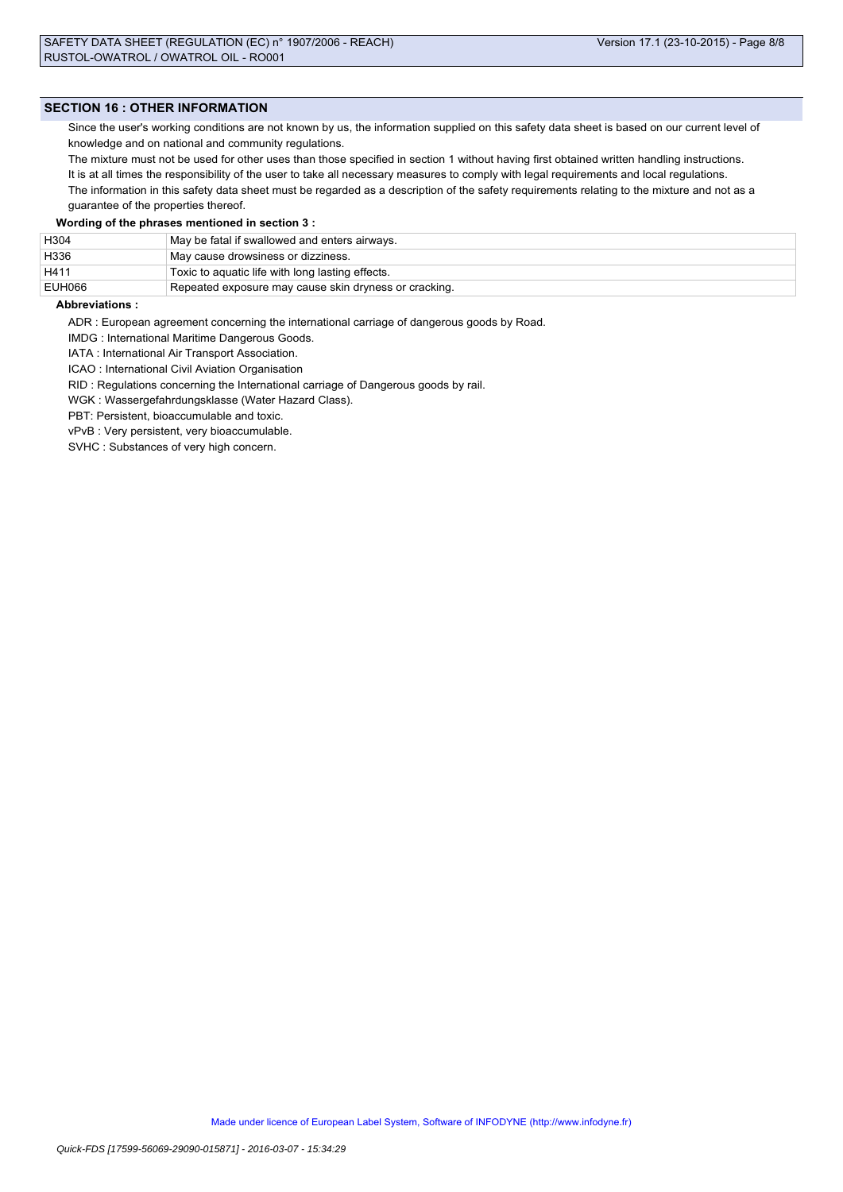## SECTION 16 : OTHER INFORMATION

Since the user's working conditions are not known by us, the information supplied on this safety data sheet is based on our current level of knowledge and on national and community regulations.

The mixture must not be used for other uses than those specified in section 1 without having first obtained written handling instructions.

It is at all times the responsibility of the user to take all necessary measures to comply with legal requirements and local regulations.

The information in this safety data sheet must be regarded as a description of the safety requirements relating to the mixture and not as a guarantee of the properties thereof.

**Wording of the phrases mentioned in section 3 :**

| | |
|---|---|
| H304 | May be fatal if swallowed and enters airways. |
| H336 | May cause drowsiness or dizziness. |
| H411 | Toxic to aquatic life with long lasting effects. |
| EUH066 | Repeated exposure may cause skin dryness or cracking. |

**Abbreviations :**

ADR : European agreement concerning the international carriage of dangerous goods by Road.

IMDG : International Maritime Dangerous Goods.

IATA : International Air Transport Association.

ICAO : International Civil Aviation Organisation

RID : Regulations concerning the International carriage of Dangerous goods by rail.

WGK : Wassergefahrdungsklasse (Water Hazard Class).

PBT: Persistent, bioaccumulable and toxic.

vPvB : Very persistent, very bioaccumulable.

SVHC : Substances of very high concern.